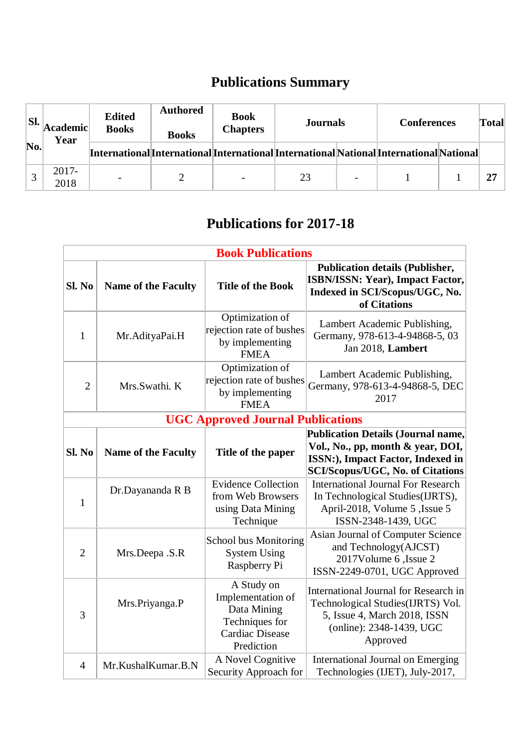# Publications Summary

| Sl. No. | Academic Year | Edited Books | Authored Books | Book Chapters | Journals | | Conferences | | Total |
|---|---|---|---|---|---|---|---|---|---|
| | | International | International | International | International | National | International | National | |
| 3 | 2017-2018 | - | 2 | - | 23 | - | 1 | 1 | **27** |

# Publications for 2017-18

| **Book Publications** | | | |
|---|---|---|---|
| **Sl. No** | **Name of the Faculty** | **Title of the Book** | **Publication details (Publisher, ISBN/ISSN: Year), Impact Factor, Indexed in SCI/Scopus/UGC, No. of Citations** |
| 1 | Mr.AdityaPai.H | Optimization of rejection rate of bushes by implementing FMEA | Lambert Academic Publishing, Germany, 978-613-4-94868-5, 03 Jan 2018, **Lambert** |
| 2 | Mrs.Swathi. K | Optimization of rejection rate of bushes by implementing FMEA | Lambert Academic Publishing, Germany, 978-613-4-94868-5, DEC 2017 |
| **UGC Approved Journal Publications** | | | |
| **Sl. No** | **Name of the Faculty** | **Title of the paper** | **Publication Details (Journal name, Vol., No., pp, month & year, DOI, ISSN:), Impact Factor, Indexed in SCI/Scopus/UGC, No. of Citations** |
| 1 | Dr.Dayananda R B | Evidence Collection from Web Browsers using Data Mining Technique | International Journal For Research In Technological Studies(IJRTS), April-2018, Volume 5 ,Issue 5 ISSN-2348-1439, UGC |
| 2 | Mrs.Deepa .S.R | School bus Monitoring System Using Raspberry Pi | Asian Journal of Computer Science and Technology(AJCST) 2017Volume 6 ,Issue 2 ISSN-2249-0701, UGC Approved |
| 3 | Mrs.Priyanga.P | A Study on Implementation of Data Mining Techniques for Cardiac Disease Prediction | International Journal for Research in Technological Studies(IJRTS) Vol. 5, Issue 4, March 2018, ISSN (online): 2348-1439, UGC Approved |
| 4 | Mr.KushalKumar.B.N | A Novel Cognitive Security Approach for | International Journal on Emerging Technologies (IJET), July-2017, |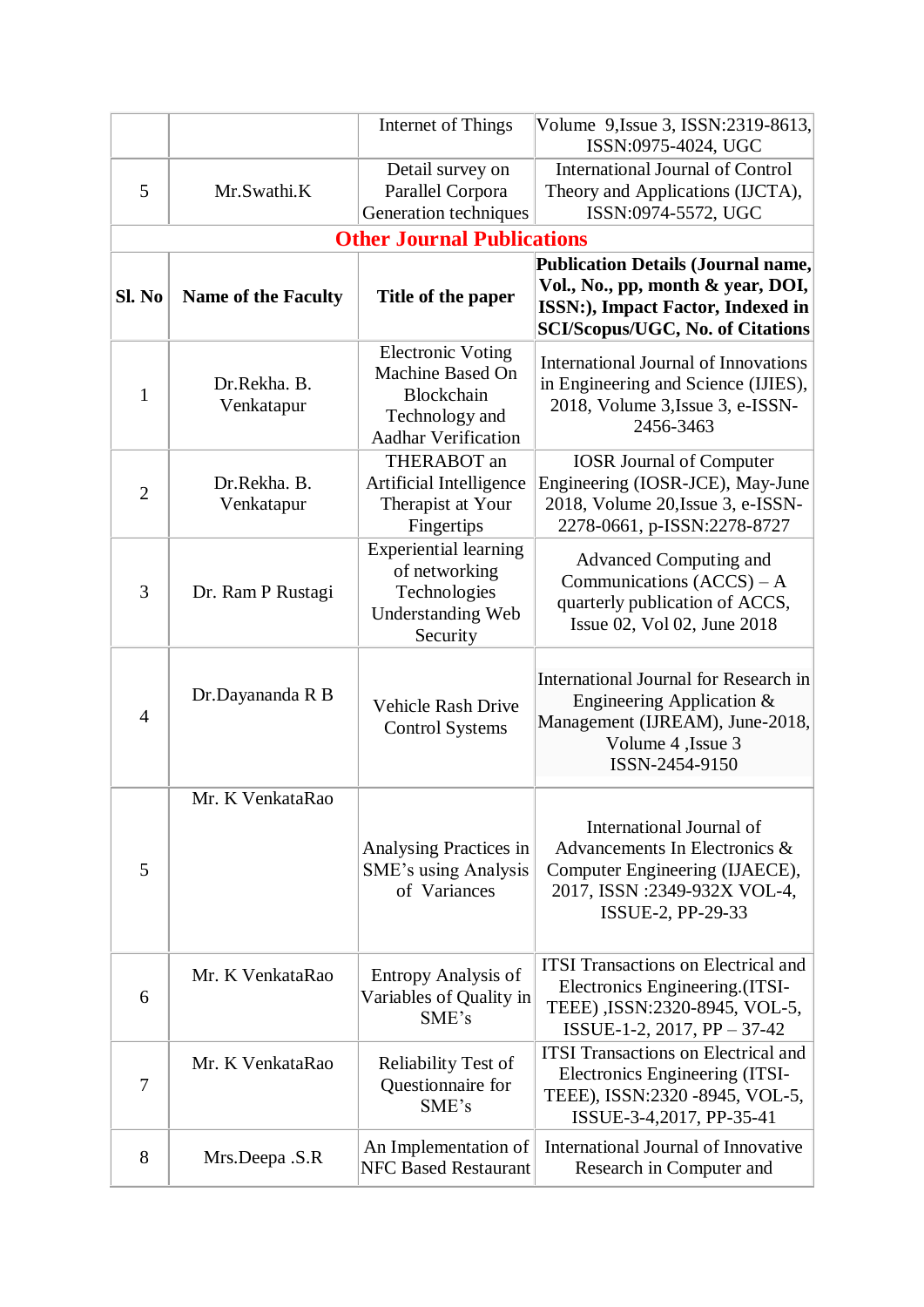| | | Internet of Things | Volume 9,Issue 3, ISSN:2319-8613, ISSN:0975-4024, UGC |
|---|---|---|---|
| 5 | Mr.Swathi.K | Detail survey on Parallel Corpora Generation techniques | International Journal of Control Theory and Applications (IJCTA), ISSN:0974-5572, UGC |

## Other Journal Publications

| Sl. No | Name of the Faculty | Title of the paper | Publication Details (Journal name, Vol., No., pp, month & year, DOI, ISSN:), Impact Factor, Indexed in SCI/Scopus/UGC, No. of Citations |
|---|---|---|---|
| 1 | Dr.Rekha. B. Venkatapur | Electronic Voting Machine Based On Blockchain Technology and Aadhar Verification | International Journal of Innovations in Engineering and Science (IJIES), 2018, Volume 3,Issue 3, e-ISSN-2456-3463 |
| 2 | Dr.Rekha. B. Venkatapur | THERABOT an Artificial Intelligence Therapist at Your Fingertips | IOSR Journal of Computer Engineering (IOSR-JCE), May-June 2018, Volume 20,Issue 3, e-ISSN-2278-0661, p-ISSN:2278-8727 |
| 3 | Dr. Ram P Rustagi | Experiential learning of networking Technologies Understanding Web Security | Advanced Computing and Communications (ACCS) – A quarterly publication of ACCS, Issue 02, Vol 02, June 2018 |
| 4 | Dr.Dayananda R B | Vehicle Rash Drive Control Systems | International Journal for Research in Engineering Application & Management (IJREAM), June-2018, Volume 4 ,Issue 3 ISSN-2454-9150 |
| 5 | Mr. K VenkataRao | Analysing Practices in SME's using Analysis of Variances | International Journal of Advancements In Electronics & Computer Engineering (IJAECE), 2017, ISSN :2349-932X VOL-4, ISSUE-2, PP-29-33 |
| 6 | Mr. K VenkataRao | Entropy Analysis of Variables of Quality in SME's | ITSI Transactions on Electrical and Electronics Engineering.(ITSI-TEEE) ,ISSN:2320-8945, VOL-5, ISSUE-1-2, 2017, PP – 37-42 |
| 7 | Mr. K VenkataRao | Reliability Test of Questionnaire for SME's | ITSI Transactions on Electrical and Electronics Engineering (ITSI-TEEE), ISSN:2320 -8945, VOL-5, ISSUE-3-4,2017, PP-35-41 |
| 8 | Mrs.Deepa .S.R | An Implementation of NFC Based Restaurant | International Journal of Innovative Research in Computer and |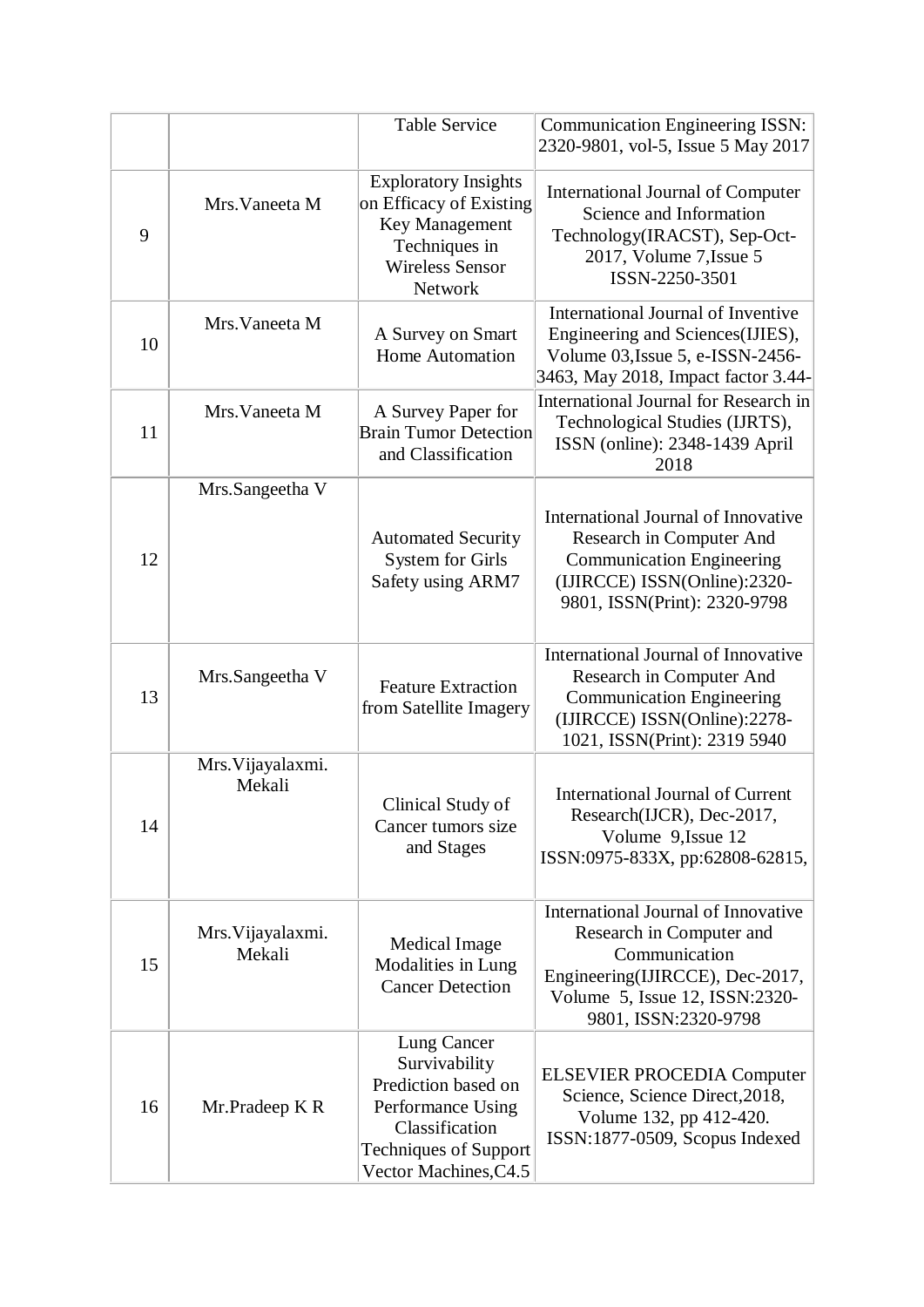| | | Table Service | Communication Engineering ISSN: 2320-9801, vol-5, Issue 5 May 2017 |
|---|---|---|---|
| 9 | Mrs.Vaneeta M | Exploratory Insights on Efficacy of Existing Key Management Techniques in Wireless Sensor Network | International Journal of Computer Science and Information Technology(IRACST), Sep-Oct-2017, Volume 7,Issue 5 ISSN-2250-3501 |
| 10 | Mrs.Vaneeta M | A Survey on Smart Home Automation | International Journal of Inventive Engineering and Sciences(IJIES), Volume 03,Issue 5, e-ISSN-2456-3463, May 2018, Impact factor 3.44- |
| 11 | Mrs.Vaneeta M | A Survey Paper for Brain Tumor Detection and Classification | International Journal for Research in Technological Studies (IJRTS), ISSN (online): 2348-1439 April 2018 |
| 12 | Mrs.Sangeetha V | Automated Security System for Girls Safety using ARM7 | International Journal of Innovative Research in Computer And Communication Engineering (IJIRCCE) ISSN(Online):2320-9801, ISSN(Print): 2320-9798 |
| 13 | Mrs.Sangeetha V | Feature Extraction from Satellite Imagery | International Journal of Innovative Research in Computer And Communication Engineering (IJIRCCE) ISSN(Online):2278-1021, ISSN(Print): 2319 5940 |
| 14 | Mrs.Vijayalaxmi. Mekali | Clinical Study of Cancer tumors size and Stages | International Journal of Current Research(IJCR), Dec-2017, Volume 9,Issue 12 ISSN:0975-833X, pp:62808-62815, |
| 15 | Mrs.Vijayalaxmi. Mekali | Medical Image Modalities in Lung Cancer Detection | International Journal of Innovative Research in Computer and Communication Engineering(IJIRCCE), Dec-2017, Volume 5, Issue 12, ISSN:2320-9801, ISSN:2320-9798 |
| 16 | Mr.Pradeep K R | Lung Cancer Survivability Prediction based on Performance Using Classification Techniques of Support Vector Machines,C4.5 | ELSEVIER PROCEDIA Computer Science, Science Direct,2018, Volume 132, pp 412-420. ISSN:1877-0509, Scopus Indexed |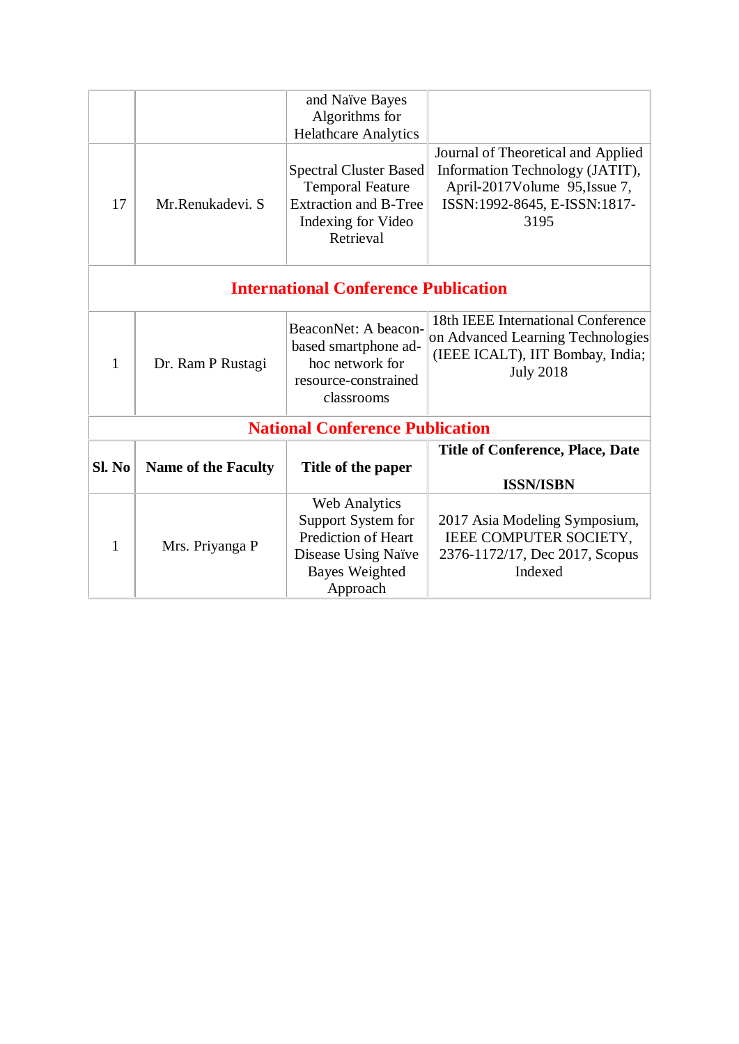| | | | |
|---|---|---|---|
| | | and Naïve Bayes Algorithms for Helathcare Analytics | |
| 17 | Mr.Renukadevi. S | Spectral Cluster Based Temporal Feature Extraction and B-Tree Indexing for Video Retrieval | Journal of Theoretical and Applied Information Technology (JATIT), April-2017Volume 95,Issue 7, ISSN:1992-8645, E-ISSN:1817-3195 |

## International Conference Publication

| | | | |
|---|---|---|---|
| 1 | Dr. Ram P Rustagi | BeaconNet: A beacon-based smartphone ad-hoc network for resource-constrained classrooms | 18th IEEE International Conference on Advanced Learning Technologies (IEEE ICALT), IIT Bombay, India; July 2018 |

## National Conference Publication

| Sl. No | Name of the Faculty | Title of the paper | Title of Conference, Place, Date ISSN/ISBN |
|---|---|---|---|
| 1 | Mrs. Priyanga P | Web Analytics Support System for Prediction of Heart Disease Using Naïve Bayes Weighted Approach | 2017 Asia Modeling Symposium, IEEE COMPUTER SOCIETY, 2376-1172/17, Dec 2017, Scopus Indexed |